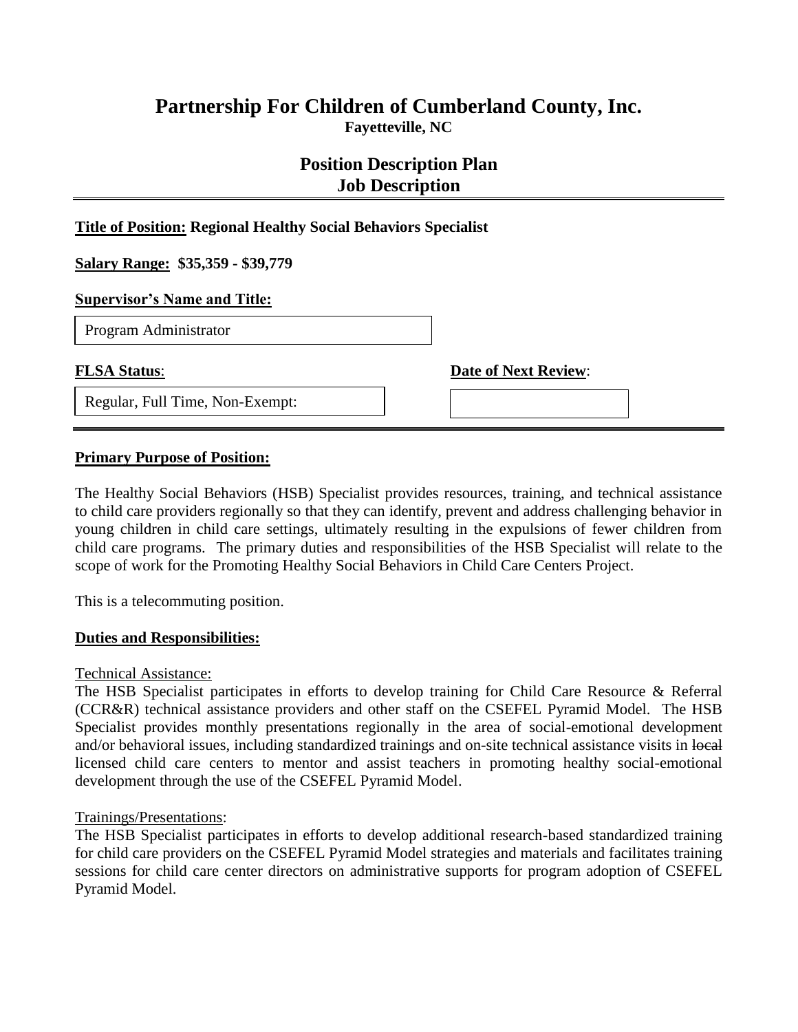# Partnership For Children of Cumberland County, Inc.

**Fayetteville, NC**

## Position Description Plan
## Job Description

---

**Title of Position:** **Regional Healthy Social Behaviors Specialist**

**Salary Range:** **$35,359 - $39,779**

**Supervisor's Name and Title:**

Program Administrator

**FLSA Status**:

Regular, Full Time, Non-Exempt:

**Date of Next Review**:

---

**Primary Purpose of Position:**

The Healthy Social Behaviors (HSB) Specialist provides resources, training, and technical assistance to child care providers regionally so that they can identify, prevent and address challenging behavior in young children in child care settings, ultimately resulting in the expulsions of fewer children from child care programs. The primary duties and responsibilities of the HSB Specialist will relate to the scope of work for the Promoting Healthy Social Behaviors in Child Care Centers Project.

This is a telecommuting position.

**Duties and Responsibilities:**

Technical Assistance:

The HSB Specialist participates in efforts to develop training for Child Care Resource & Referral (CCR&R) technical assistance providers and other staff on the CSEFEL Pyramid Model. The HSB Specialist provides monthly presentations regionally in the area of social-emotional development and/or behavioral issues, including standardized trainings and on-site technical assistance visits in ~~local~~ licensed child care centers to mentor and assist teachers in promoting healthy social-emotional development through the use of the CSEFEL Pyramid Model.

Trainings/Presentations:

The HSB Specialist participates in efforts to develop additional research-based standardized training for child care providers on the CSEFEL Pyramid Model strategies and materials and facilitates training sessions for child care center directors on administrative supports for program adoption of CSEFEL Pyramid Model.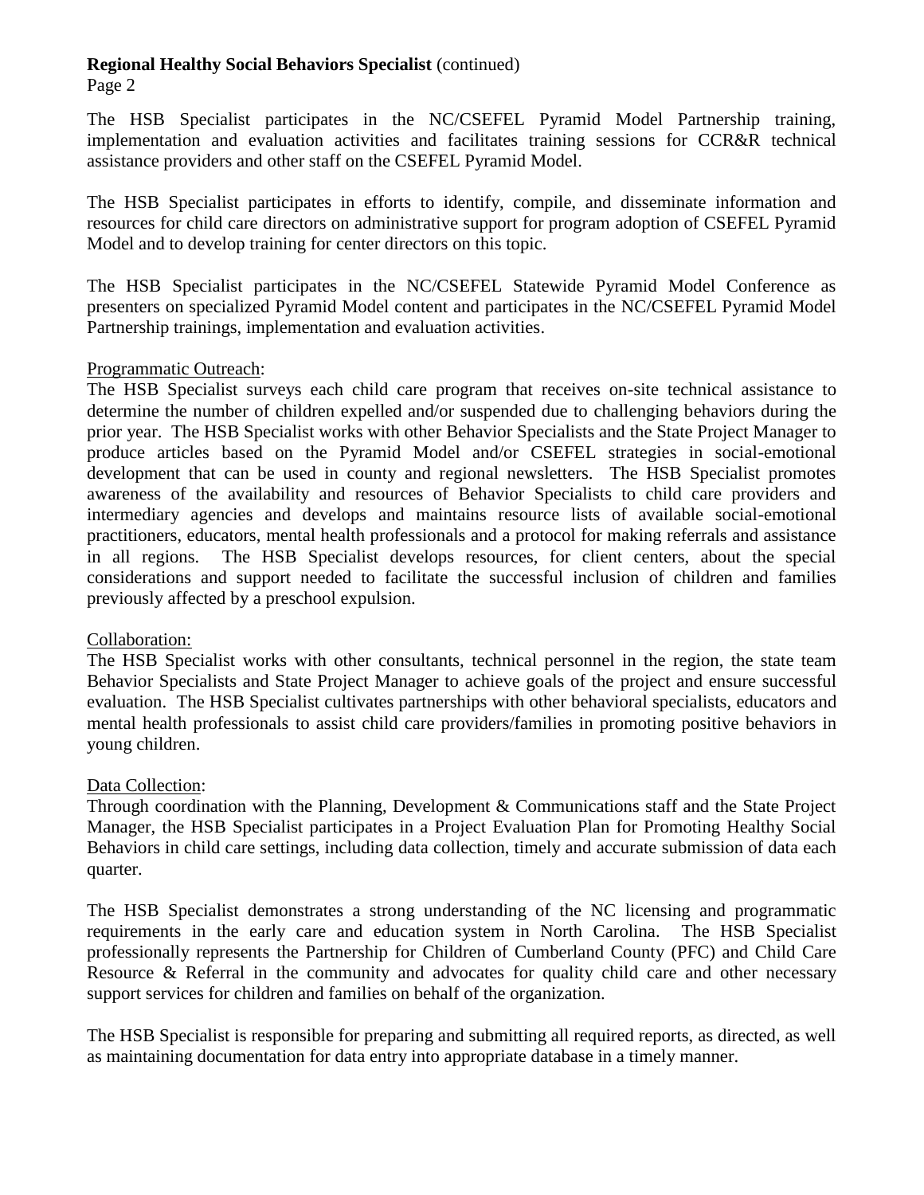The HSB Specialist participates in the NC/CSEFEL Pyramid Model Partnership training, implementation and evaluation activities and facilitates training sessions for CCR&R technical assistance providers and other staff on the CSEFEL Pyramid Model.

The HSB Specialist participates in efforts to identify, compile, and disseminate information and resources for child care directors on administrative support for program adoption of CSEFEL Pyramid Model and to develop training for center directors on this topic.

The HSB Specialist participates in the NC/CSEFEL Statewide Pyramid Model Conference as presenters on specialized Pyramid Model content and participates in the NC/CSEFEL Pyramid Model Partnership trainings, implementation and evaluation activities.

Programmatic Outreach:

The HSB Specialist surveys each child care program that receives on-site technical assistance to determine the number of children expelled and/or suspended due to challenging behaviors during the prior year. The HSB Specialist works with other Behavior Specialists and the State Project Manager to produce articles based on the Pyramid Model and/or CSEFEL strategies in social-emotional development that can be used in county and regional newsletters. The HSB Specialist promotes awareness of the availability and resources of Behavior Specialists to child care providers and intermediary agencies and develops and maintains resource lists of available social-emotional practitioners, educators, mental health professionals and a protocol for making referrals and assistance in all regions. The HSB Specialist develops resources, for client centers, about the special considerations and support needed to facilitate the successful inclusion of children and families previously affected by a preschool expulsion.

Collaboration:

The HSB Specialist works with other consultants, technical personnel in the region, the state team Behavior Specialists and State Project Manager to achieve goals of the project and ensure successful evaluation. The HSB Specialist cultivates partnerships with other behavioral specialists, educators and mental health professionals to assist child care providers/families in promoting positive behaviors in young children.

Data Collection:

Through coordination with the Planning, Development & Communications staff and the State Project Manager, the HSB Specialist participates in a Project Evaluation Plan for Promoting Healthy Social Behaviors in child care settings, including data collection, timely and accurate submission of data each quarter.

The HSB Specialist demonstrates a strong understanding of the NC licensing and programmatic requirements in the early care and education system in North Carolina. The HSB Specialist professionally represents the Partnership for Children of Cumberland County (PFC) and Child Care Resource & Referral in the community and advocates for quality child care and other necessary support services for children and families on behalf of the organization.

The HSB Specialist is responsible for preparing and submitting all required reports, as directed, as well as maintaining documentation for data entry into appropriate database in a timely manner.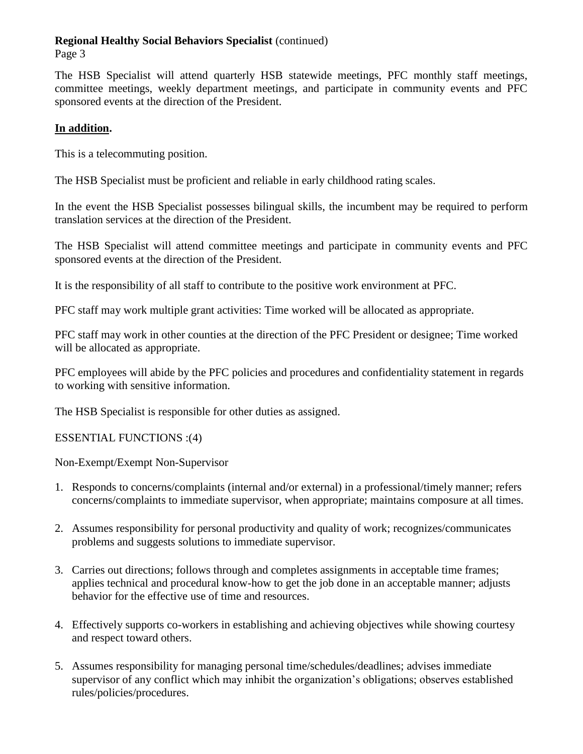The HSB Specialist will attend quarterly HSB statewide meetings, PFC monthly staff meetings, committee meetings, weekly department meetings, and participate in community events and PFC sponsored events at the direction of the President.

**<u>In addition</u>.**

This is a telecommuting position.

The HSB Specialist must be proficient and reliable in early childhood rating scales.

In the event the HSB Specialist possesses bilingual skills, the incumbent may be required to perform translation services at the direction of the President.

The HSB Specialist will attend committee meetings and participate in community events and PFC sponsored events at the direction of the President.

It is the responsibility of all staff to contribute to the positive work environment at PFC.

PFC staff may work multiple grant activities: Time worked will be allocated as appropriate.

PFC staff may work in other counties at the direction of the PFC President or designee; Time worked will be allocated as appropriate.

PFC employees will abide by the PFC policies and procedures and confidentiality statement in regards to working with sensitive information.

The HSB Specialist is responsible for other duties as assigned.

ESSENTIAL FUNCTIONS :(4)

Non-Exempt/Exempt Non-Supervisor

1. Responds to concerns/complaints (internal and/or external) in a professional/timely manner; refers concerns/complaints to immediate supervisor, when appropriate; maintains composure at all times.

2. Assumes responsibility for personal productivity and quality of work; recognizes/communicates problems and suggests solutions to immediate supervisor.

3. Carries out directions; follows through and completes assignments in acceptable time frames; applies technical and procedural know-how to get the job done in an acceptable manner; adjusts behavior for the effective use of time and resources.

4. Effectively supports co-workers in establishing and achieving objectives while showing courtesy and respect toward others.

5. Assumes responsibility for managing personal time/schedules/deadlines; advises immediate supervisor of any conflict which may inhibit the organization's obligations; observes established rules/policies/procedures.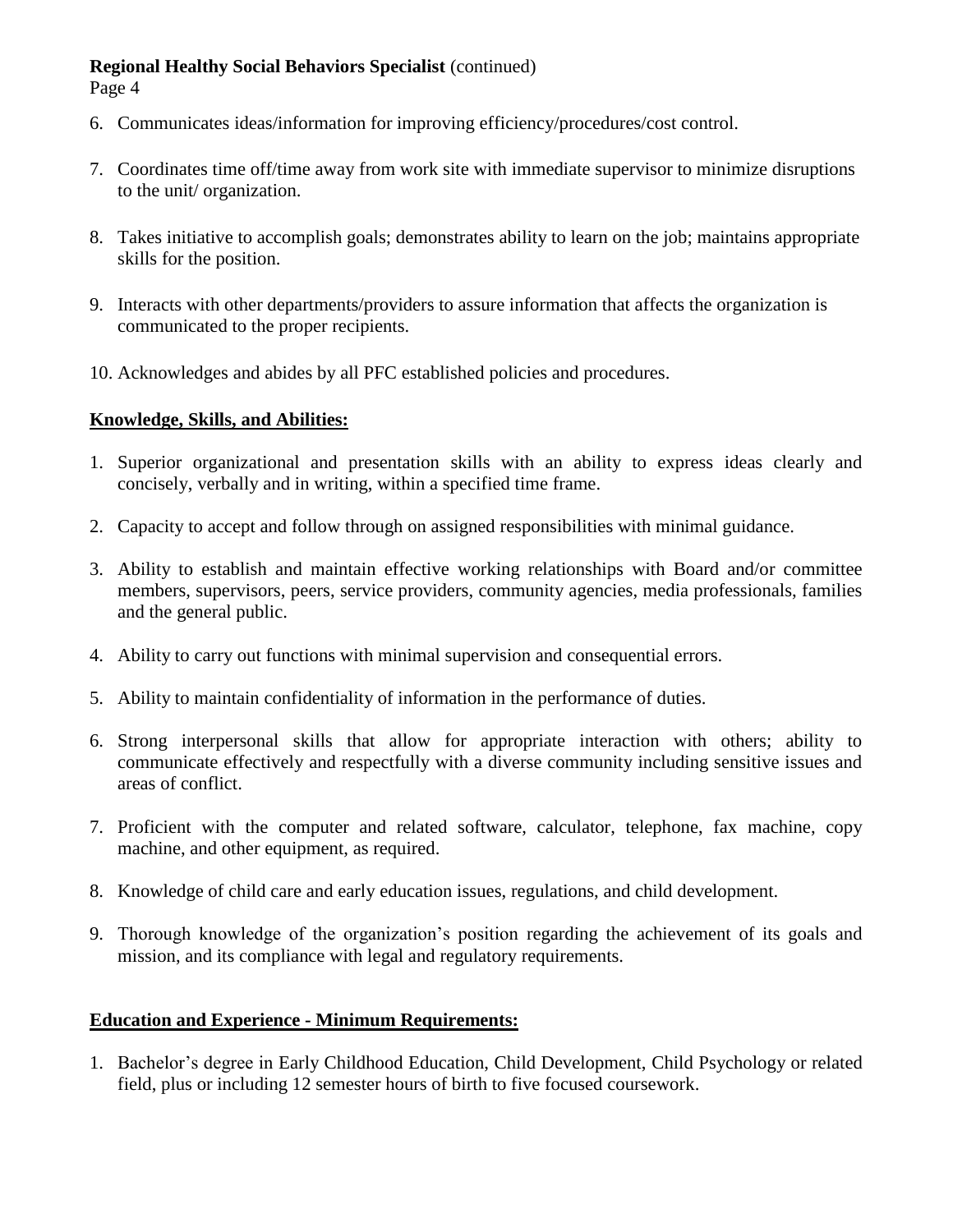6. Communicates ideas/information for improving efficiency/procedures/cost control.

7. Coordinates time off/time away from work site with immediate supervisor to minimize disruptions to the unit/ organization.

8. Takes initiative to accomplish goals; demonstrates ability to learn on the job; maintains appropriate skills for the position.

9. Interacts with other departments/providers to assure information that affects the organization is communicated to the proper recipients.

10. Acknowledges and abides by all PFC established policies and procedures.

## Knowledge, Skills, and Abilities:

1. Superior organizational and presentation skills with an ability to express ideas clearly and concisely, verbally and in writing, within a specified time frame.

2. Capacity to accept and follow through on assigned responsibilities with minimal guidance.

3. Ability to establish and maintain effective working relationships with Board and/or committee members, supervisors, peers, service providers, community agencies, media professionals, families and the general public.

4. Ability to carry out functions with minimal supervision and consequential errors.

5. Ability to maintain confidentiality of information in the performance of duties.

6. Strong interpersonal skills that allow for appropriate interaction with others; ability to communicate effectively and respectfully with a diverse community including sensitive issues and areas of conflict.

7. Proficient with the computer and related software, calculator, telephone, fax machine, copy machine, and other equipment, as required.

8. Knowledge of child care and early education issues, regulations, and child development.

9. Thorough knowledge of the organization's position regarding the achievement of its goals and mission, and its compliance with legal and regulatory requirements.

## Education and Experience - Minimum Requirements:

1. Bachelor's degree in Early Childhood Education, Child Development, Child Psychology or related field, plus or including 12 semester hours of birth to five focused coursework.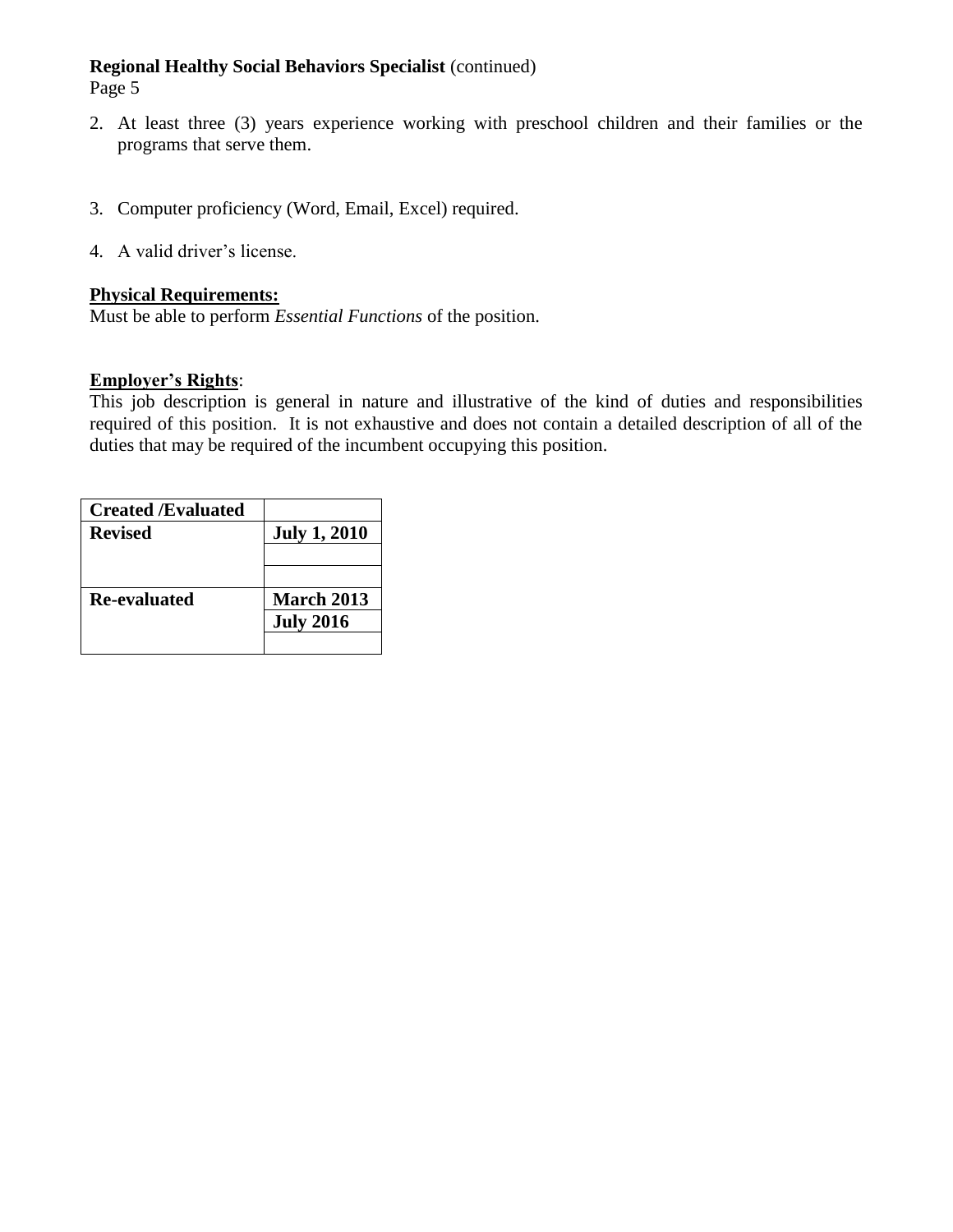2. At least three (3) years experience working with preschool children and their families or the programs that serve them.

3. Computer proficiency (Word, Email, Excel) required.

4. A valid driver's license.

**Physical Requirements:**

Must be able to perform *Essential Functions* of the position.

**Employer's Rights**:

This job description is general in nature and illustrative of the kind of duties and responsibilities required of this position. It is not exhaustive and does not contain a detailed description of all of the duties that may be required of the incumbent occupying this position.

| | |
|---|---|
| **Created /Evaluated** | |
| **Revised** | **July 1, 2010** |
| | |
| | |
| **Re-evaluated** | **March 2013** |
| | **July 2016** |
| | |